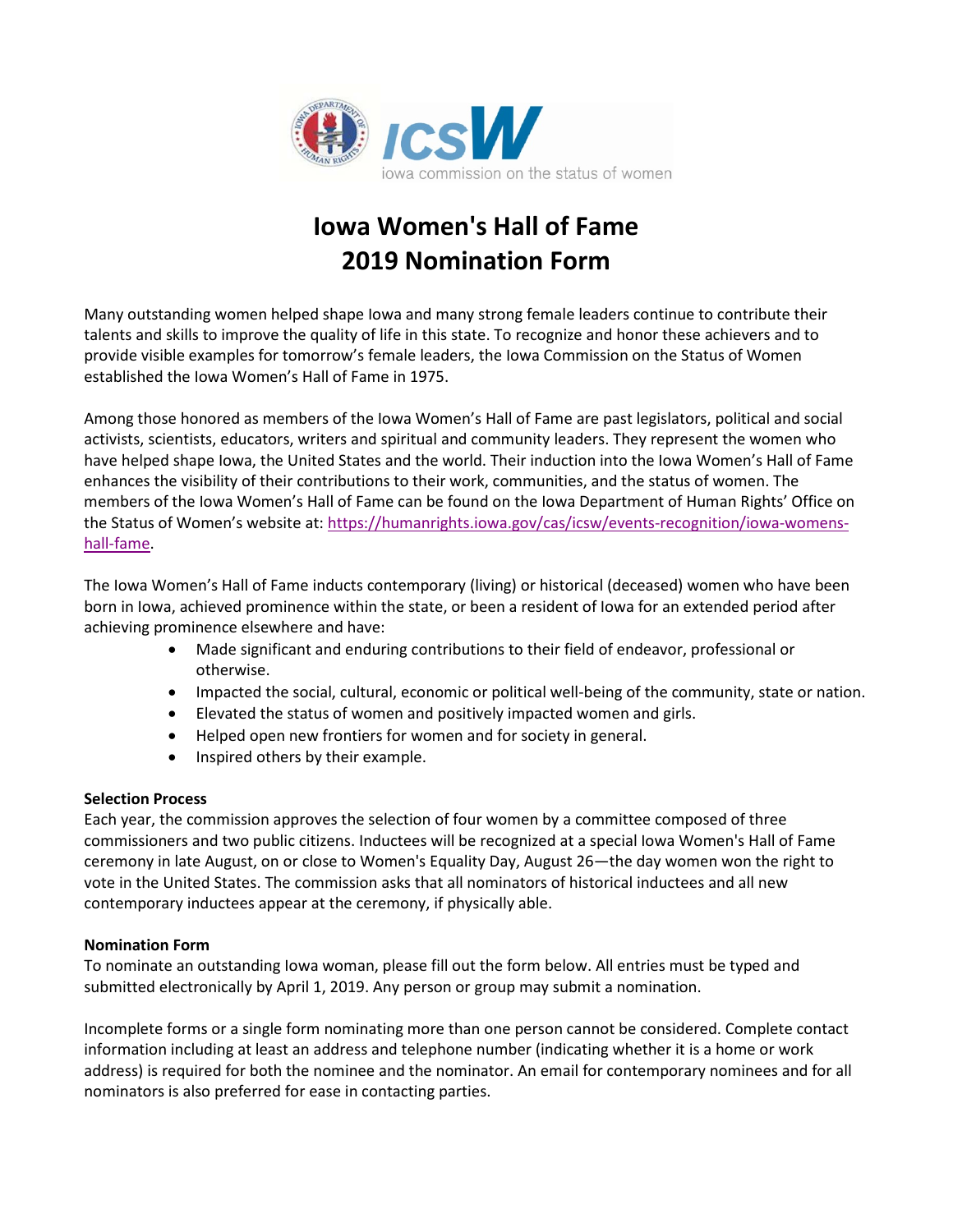ICSW iowa commission on the status of women

# Iowa Women's Hall of Fame
# 2019 Nomination Form

Many outstanding women helped shape Iowa and many strong female leaders continue to contribute their talents and skills to improve the quality of life in this state. To recognize and honor these achievers and to provide visible examples for tomorrow's female leaders, the Iowa Commission on the Status of Women established the Iowa Women's Hall of Fame in 1975.

Among those honored as members of the Iowa Women's Hall of Fame are past legislators, political and social activists, scientists, educators, writers and spiritual and community leaders. They represent the women who have helped shape Iowa, the United States and the world. Their induction into the Iowa Women's Hall of Fame enhances the visibility of their contributions to their work, communities, and the status of women. The members of the Iowa Women's Hall of Fame can be found on the Iowa Department of Human Rights' Office on the Status of Women's website at: https://humanrights.iowa.gov/cas/icsw/events-recognition/iowa-womens-hall-fame.

The Iowa Women's Hall of Fame inducts contemporary (living) or historical (deceased) women who have been born in Iowa, achieved prominence within the state, or been a resident of Iowa for an extended period after achieving prominence elsewhere and have:

- Made significant and enduring contributions to their field of endeavor, professional or otherwise.
- Impacted the social, cultural, economic or political well-being of the community, state or nation.
- Elevated the status of women and positively impacted women and girls.
- Helped open new frontiers for women and for society in general.
- Inspired others by their example.

**Selection Process**

Each year, the commission approves the selection of four women by a committee composed of three commissioners and two public citizens. Inductees will be recognized at a special Iowa Women's Hall of Fame ceremony in late August, on or close to Women's Equality Day, August 26—the day women won the right to vote in the United States. The commission asks that all nominators of historical inductees and all new contemporary inductees appear at the ceremony, if physically able.

**Nomination Form**

To nominate an outstanding Iowa woman, please fill out the form below. All entries must be typed and submitted electronically by April 1, 2019. Any person or group may submit a nomination.

Incomplete forms or a single form nominating more than one person cannot be considered. Complete contact information including at least an address and telephone number (indicating whether it is a home or work address) is required for both the nominee and the nominator. An email for contemporary nominees and for all nominators is also preferred for ease in contacting parties.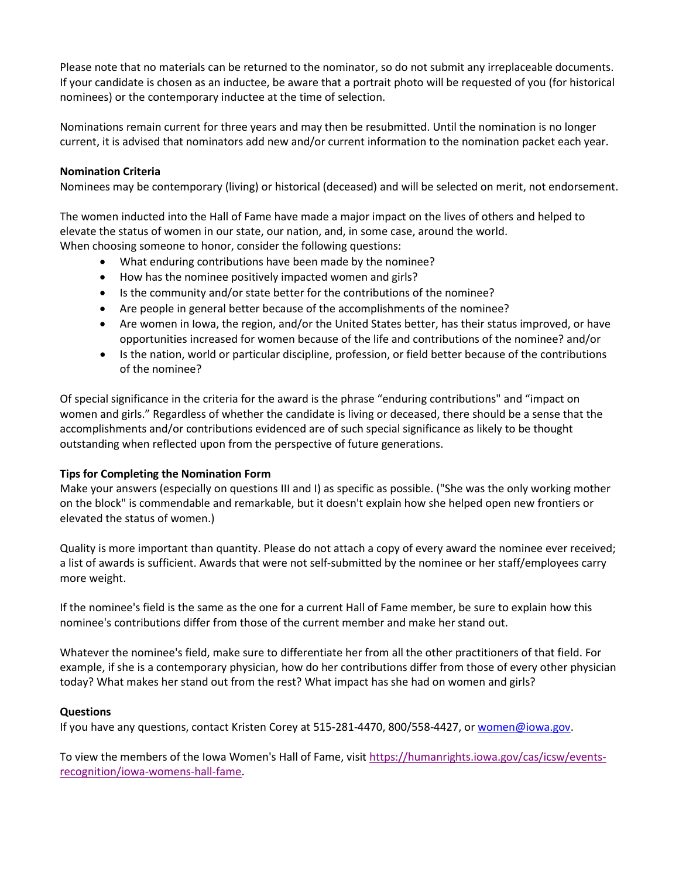Please note that no materials can be returned to the nominator, so do not submit any irreplaceable documents. If your candidate is chosen as an inductee, be aware that a portrait photo will be requested of you (for historical nominees) or the contemporary inductee at the time of selection.

Nominations remain current for three years and may then be resubmitted. Until the nomination is no longer current, it is advised that nominators add new and/or current information to the nomination packet each year.

**Nomination Criteria**

Nominees may be contemporary (living) or historical (deceased) and will be selected on merit, not endorsement.

The women inducted into the Hall of Fame have made a major impact on the lives of others and helped to elevate the status of women in our state, our nation, and, in some case, around the world.
When choosing someone to honor, consider the following questions:

- What enduring contributions have been made by the nominee?
- How has the nominee positively impacted women and girls?
- Is the community and/or state better for the contributions of the nominee?
- Are people in general better because of the accomplishments of the nominee?
- Are women in Iowa, the region, and/or the United States better, has their status improved, or have opportunities increased for women because of the life and contributions of the nominee? and/or
- Is the nation, world or particular discipline, profession, or field better because of the contributions of the nominee?

Of special significance in the criteria for the award is the phrase "enduring contributions" and "impact on women and girls." Regardless of whether the candidate is living or deceased, there should be a sense that the accomplishments and/or contributions evidenced are of such special significance as likely to be thought outstanding when reflected upon from the perspective of future generations.

**Tips for Completing the Nomination Form**

Make your answers (especially on questions III and I) as specific as possible. ("She was the only working mother on the block" is commendable and remarkable, but it doesn't explain how she helped open new frontiers or elevated the status of women.)

Quality is more important than quantity. Please do not attach a copy of every award the nominee ever received; a list of awards is sufficient. Awards that were not self-submitted by the nominee or her staff/employees carry more weight.

If the nominee's field is the same as the one for a current Hall of Fame member, be sure to explain how this nominee's contributions differ from those of the current member and make her stand out.

Whatever the nominee's field, make sure to differentiate her from all the other practitioners of that field. For example, if she is a contemporary physician, how do her contributions differ from those of every other physician today? What makes her stand out from the rest? What impact has she had on women and girls?

**Questions**

If you have any questions, contact Kristen Corey at 515-281-4470, 800/558-4427, or [women@iowa.gov](mailto:women@iowa.gov).

To view the members of the Iowa Women's Hall of Fame, visit [https://humanrights.iowa.gov/cas/icsw/events-recognition/iowa-womens-hall-fame](https://humanrights.iowa.gov/cas/icsw/events-recognition/iowa-womens-hall-fame).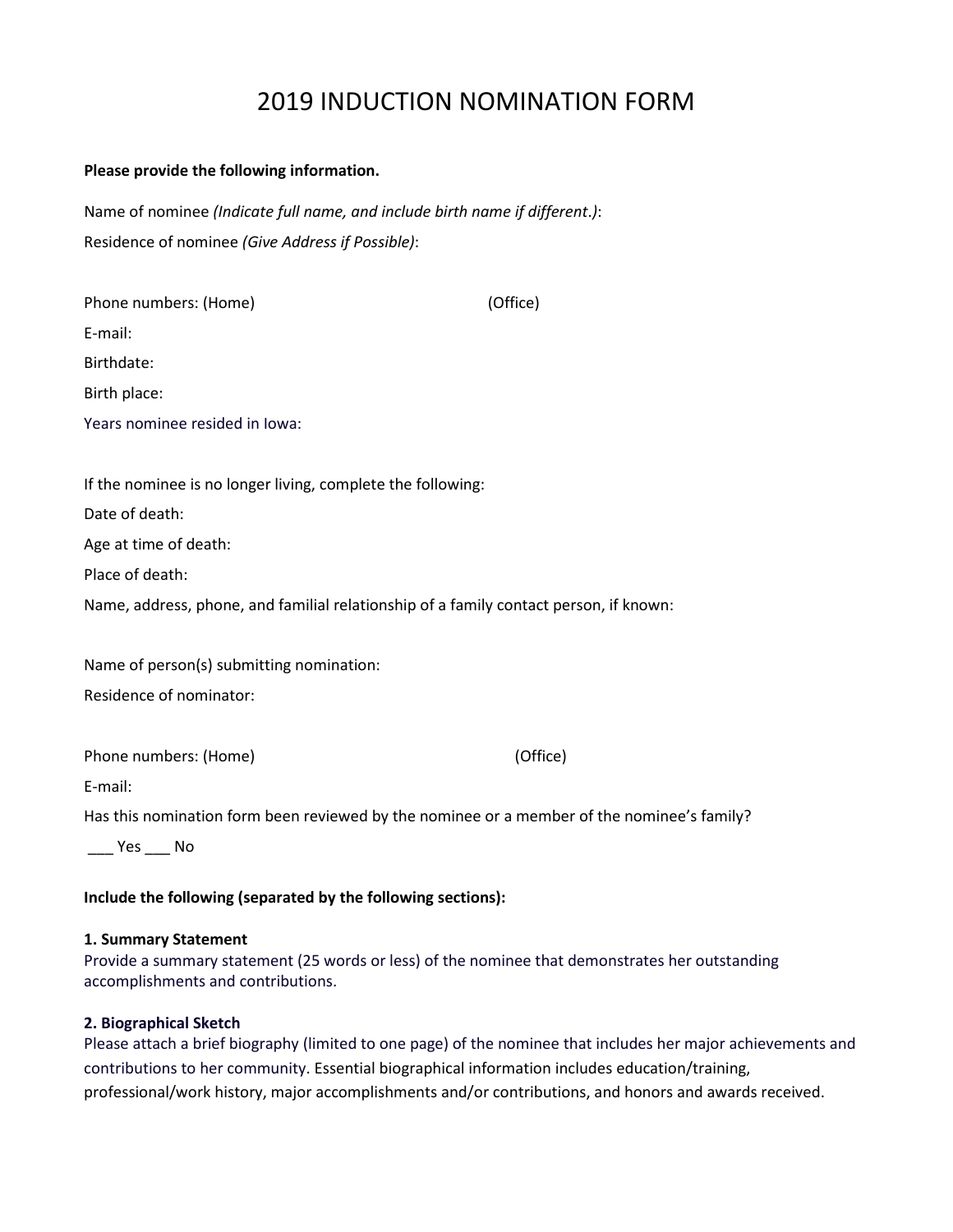# 2019 INDUCTION NOMINATION FORM

**Please provide the following information.**

Name of nominee *(Indicate full name, and include birth name if different.)*:

Residence of nominee *(Give Address if Possible)*:

Phone numbers: (Home) (Office)

E-mail:

Birthdate:

Birth place:

Years nominee resided in Iowa:

If the nominee is no longer living, complete the following:

Date of death:

Age at time of death:

Place of death:

Name, address, phone, and familial relationship of a family contact person, if known:

Name of person(s) submitting nomination:

Residence of nominator:

Phone numbers: (Home) (Office)

E-mail:

Has this nomination form been reviewed by the nominee or a member of the nominee's family?

___ Yes ___ No

**Include the following (separated by the following sections):**

**1. Summary Statement**

Provide a summary statement (25 words or less) of the nominee that demonstrates her outstanding accomplishments and contributions.

**2. Biographical Sketch**

Please attach a brief biography (limited to one page) of the nominee that includes her major achievements and contributions to her community. Essential biographical information includes education/training, professional/work history, major accomplishments and/or contributions, and honors and awards received.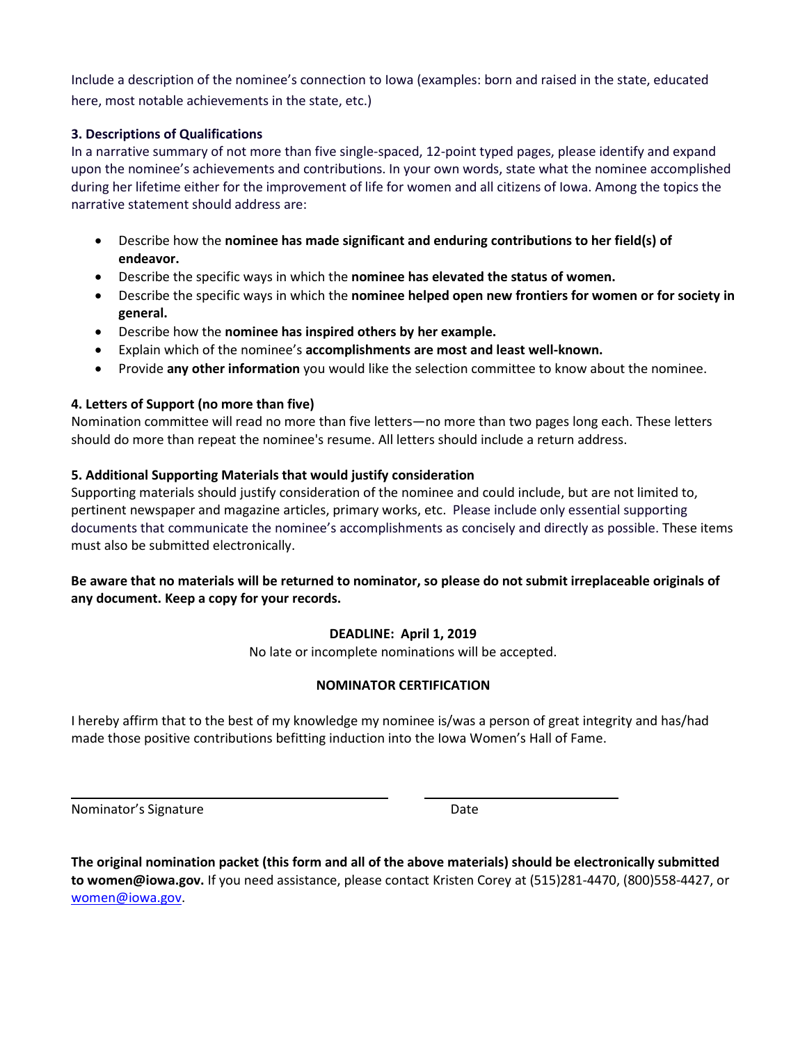Include a description of the nominee's connection to Iowa (examples: born and raised in the state, educated here, most notable achievements in the state, etc.)

**3. Descriptions of Qualifications**

In a narrative summary of not more than five single-spaced, 12-point typed pages, please identify and expand upon the nominee's achievements and contributions. In your own words, state what the nominee accomplished during her lifetime either for the improvement of life for women and all citizens of Iowa. Among the topics the narrative statement should address are:

- Describe how the **nominee has made significant and enduring contributions to her field(s) of endeavor.**
- Describe the specific ways in which the **nominee has elevated the status of women.**
- Describe the specific ways in which the **nominee helped open new frontiers for women or for society in general.**
- Describe how the **nominee has inspired others by her example.**
- Explain which of the nominee's **accomplishments are most and least well-known.**
- Provide **any other information** you would like the selection committee to know about the nominee.

**4. Letters of Support (no more than five)**

Nomination committee will read no more than five letters—no more than two pages long each. These letters should do more than repeat the nominee's resume. All letters should include a return address.

**5. Additional Supporting Materials that would justify consideration**

Supporting materials should justify consideration of the nominee and could include, but are not limited to, pertinent newspaper and magazine articles, primary works, etc. Please include only essential supporting documents that communicate the nominee's accomplishments as concisely and directly as possible. These items must also be submitted electronically.

**Be aware that no materials will be returned to nominator, so please do not submit irreplaceable originals of any document. Keep a copy for your records.**

**DEADLINE: April 1, 2019**

No late or incomplete nominations will be accepted.

**NOMINATOR CERTIFICATION**

I hereby affirm that to the best of my knowledge my nominee is/was a person of great integrity and has/had made those positive contributions befitting induction into the Iowa Women's Hall of Fame.

Nominator's Signature ______________________ Date ______________

**The original nomination packet (this form and all of the above materials) should be electronically submitted to women@iowa.gov.** If you need assistance, please contact Kristen Corey at (515)281-4470, (800)558-4427, or women@iowa.gov.